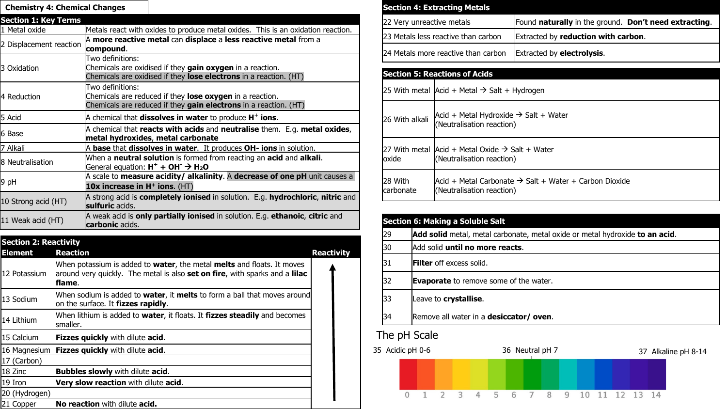# Chemistry 4: Chemical Changes

## Section 1: Key Terms

| Term | Definition |
|---|---|
| 1 Metal oxide | Metals react with oxides to produce metal oxides. This is an oxidation reaction. |
| 2 Displacement reaction | A **more reactive metal** can **displace** a **less reactive metal** from a **compound**. |
| 3 Oxidation | Two definitions: Chemicals are oxidised if they **gain oxygen** in a reaction. Chemicals are oxidised if they **lose electrons** in a reaction. (HT) |
| 4 Reduction | Two definitions: Chemicals are reduced if they **lose oxygen** in a reaction. Chemicals are reduced if they **gain electrons** in a reaction. (HT) |
| 5 Acid | A chemical that **dissolves in water** to produce **$H^+$ ions**. |
| 6 Base | A chemical that **reacts with acids** and **neutralise** them. E.g. **metal oxides**, **metal hydroxides**, **metal carbonate** |
| 7 Alkali | A **base** that **dissolves in water**. It produces **$OH^-$ ions** in solution. |
| 8 Neutralisation | When a **neutral solution** is formed from reacting an **acid** and **alkali**. General equation: **$H^+ + OH^- \rightarrow H_2O$** |
| 9 pH | A scale to **measure acidity/ alkalinity**. A **decrease of one pH** unit causes a **10x increase in $H^+$ ions**. (HT) |
| 10 Strong acid (HT) | A strong acid is **completely ionised** in solution. E.g. **hydrochloric**, **nitric** and **sulfuric** acids. |
| 11 Weak acid (HT) | A weak acid is **only partially ionised** in solution. E.g. **ethanoic**, **citric** and **carbonic** acids. |

## Section 2: Reactivity

| Element | Reaction | Reactivity |
|---|---|---|
| 12 Potassium | When potassium is added to **water**, the metal **melts** and floats. It moves around very quickly. The metal is also **set on fire**, with sparks and a **lilac flame**. | ↑ (increasing reactivity) |
| 13 Sodium | When sodium is added to **water**, it **melts** to form a ball that moves around on the surface. It **fizzes rapidly**. | |
| 14 Lithium | When lithium is added to **water**, it floats. It **fizzes steadily** and becomes smaller. | |
| 15 Calcium | **Fizzes quickly** with dilute **acid**. | |
| 16 Magnesium | **Fizzes quickly** with dilute **acid**. | |
| 17 (Carbon) | | |
| 18 Zinc | **Bubbles slowly** with dilute **acid**. | |
| 19 Iron | **Very slow reaction** with dilute **acid**. | |
| 20 (Hydrogen) | | |
| 21 Copper | **No reaction** with dilute **acid.** | |

## Section 4: Extracting Metals

| | |
|---|---|
| 22 Very unreactive metals | Found **naturally** in the ground. **Don't need extracting**. |
| 23 Metals less reactive than carbon | Extracted by **reduction with carbon**. |
| 24 Metals more reactive than carbon | Extracted by **electrolysis**. |

## Section 5: Reactions of Acids

| | |
|---|---|
| 25 With metal | Acid + Metal → Salt + Hydrogen |
| 26 With alkali | Acid + Metal Hydroxide → Salt + Water (Neutralisation reaction) |
| 27 With metal oxide | Acid + Metal Oxide → Salt + Water (Neutralisation reaction) |
| 28 With carbonate | Acid + Metal Carbonate → Salt + Water + Carbon Dioxide (Neutralisation reaction) |

## Section 6: Making a Soluble Salt

| | |
|---|---|
| 29 | **Add solid** metal, metal carbonate, metal oxide or metal hydroxide **to an acid**. |
| 30 | Add solid **until no more reacts**. |
| 31 | **Filter** off excess solid. |
| 32 | **Evaporate** to remove some of the water. |
| 33 | Leave to **crystallise**. |
| 34 | Remove all water in a **desiccator/ oven**. |

## The pH Scale

35 Acidic pH 0-6 — 36 Neutral pH 7 — 37 Alkaline pH 8-14

0 1 2 3 4 5 6 7 8 9 10 11 12 13 14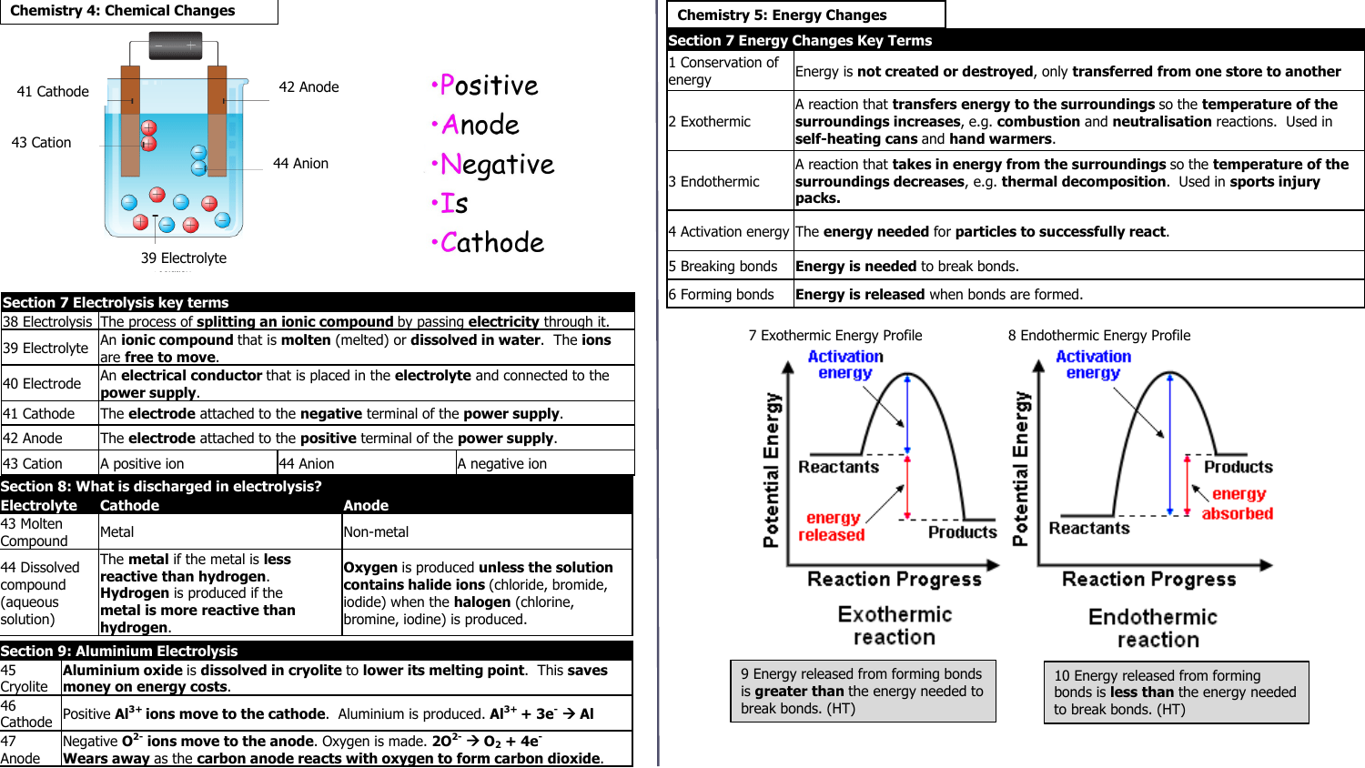# Chemistry 4: Chemical Changes

41 Cathode

42 Anode

43 Cation

44 Anion

39 Electrolyte

- Positive
- Anode
- Negative
- Is
- Cathode

| Section 7 Electrolysis key terms | | | |
|---|---|---|---|
| 38 Electrolysis | The process of **splitting an ionic compound** by passing **electricity** through it. | | |
| 39 Electrolyte | An **ionic compound** that is **molten** (melted) or **dissolved in water**. The **ions** are **free to move**. | | |
| 40 Electrode | An **electrical conductor** that is placed in the **electrolyte** and connected to the **power supply**. | | |
| 41 Cathode | The **electrode** attached to the **negative** terminal of the **power supply**. | | |
| 42 Anode | The **electrode** attached to the **positive** terminal of the **power supply**. | | |
| 43 Cation | A positive ion | 44 Anion | A negative ion |

| Section 8: What is discharged in electrolysis? | | |
|---|---|---|
| **Electrolyte** | **Cathode** | **Anode** |
| 43 Molten Compound | Metal | Non-metal |
| 44 Dissolved compound (aqueous solution) | The **metal** if the metal is **less reactive than hydrogen**. **Hydrogen** is produced if the **metal is more reactive than hydrogen**. | **Oxygen** is produced **unless the solution contains halide ions** (chloride, bromide, iodide) when the **halogen** (chlorine, bromine, iodine) is produced. |

| Section 9: Aluminium Electrolysis | |
|---|---|
| 45 Cryolite | **Aluminium oxide** is **dissolved in cryolite** to **lower its melting point**. This **saves money on energy costs**. |
| 46 Cathode | Positive **$Al^{3+}$ ions move to the cathode**. Aluminium is produced. **$Al^{3+} + 3e^- \rightarrow Al$** |
| 47 Anode | Negative **$O^{2-}$ ions move to the anode**. Oxygen is made. **$2O^{2-} \rightarrow O_2 + 4e^-$** **Wears away** as the **carbon anode reacts with oxygen to form carbon dioxide**. |

# Chemistry 5: Energy Changes

| Section 7 Energy Changes Key Terms | |
|---|---|
| 1 Conservation of energy | Energy is **not created or destroyed**, only **transferred from one store to another** |
| 2 Exothermic | A reaction that **transfers energy to the surroundings** so the **temperature of the surroundings increases**, e.g. **combustion** and **neutralisation** reactions. Used in **self-heating cans** and **hand warmers**. |
| 3 Endothermic | A reaction that **takes in energy from the surroundings** so the **temperature of the surroundings decreases**, e.g. **thermal decomposition**. Used in **sports injury packs.** |
| 4 Activation energy | The **energy needed** for **particles to successfully react**. |
| 5 Breaking bonds | **Energy is needed** to break bonds. |
| 6 Forming bonds | **Energy is released** when bonds are formed. |

7 Exothermic Energy Profile

Activation energy
Potential Energy
Reactants
energy released
Products
Reaction Progress
Exothermic reaction

8 Endothermic Energy Profile

Activation energy
Potential Energy
Products
energy absorbed
Reactants
Reaction Progress
Endothermic reaction

9 Energy released from forming bonds is **greater than** the energy needed to break bonds. (HT)

10 Energy released from forming bonds is **less than** the energy needed to break bonds. (HT)